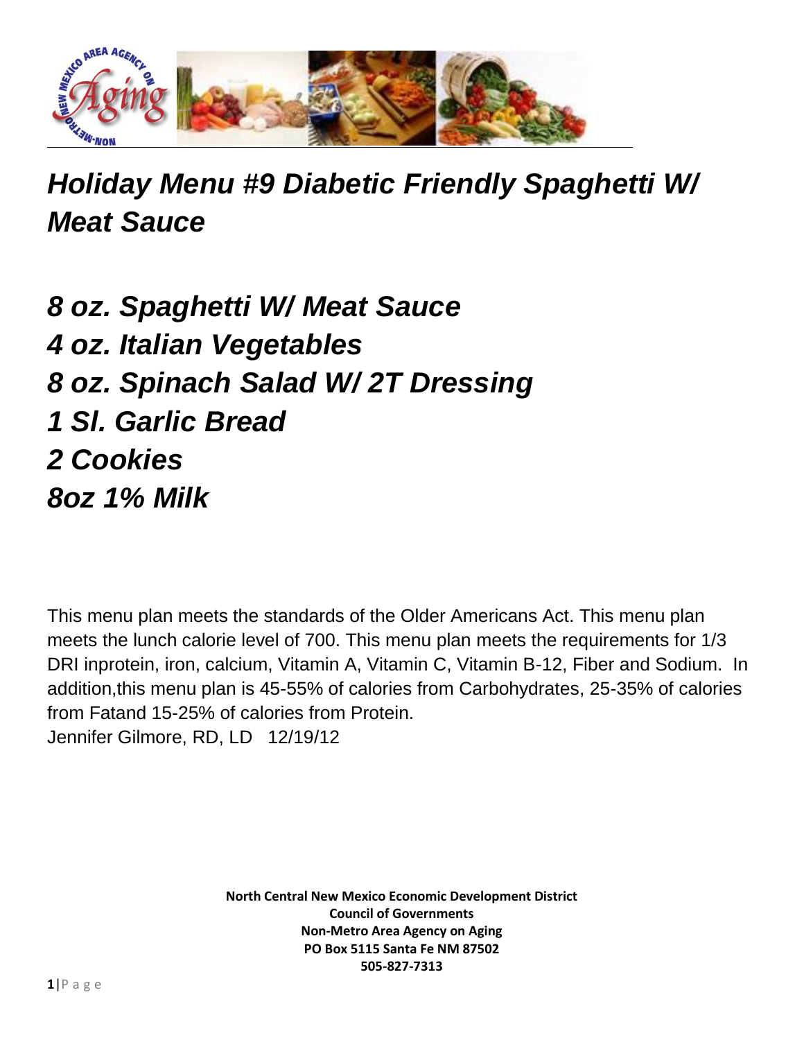# *Holiday Menu #9 Diabetic Friendly Spaghetti W/ Meat Sauce*

***8 oz. Spaghetti W/ Meat Sauce***
***4 oz. Italian Vegetables***
***8 oz. Spinach Salad W/ 2T Dressing***
***1 Sl. Garlic Bread***
***2 Cookies***
***8oz 1% Milk***

This menu plan meets the standards of the Older Americans Act. This menu plan meets the lunch calorie level of 700. This menu plan meets the requirements for 1/3 DRI inprotein, iron, calcium, Vitamin A, Vitamin C, Vitamin B-12, Fiber and Sodium. In addition,this menu plan is 45-55% of calories from Carbohydrates, 25-35% of calories from Fatand 15-25% of calories from Protein.
Jennifer Gilmore, RD, LD 12/19/12

**North Central New Mexico Economic Development District**
**Council of Governments**
**Non-Metro Area Agency on Aging**
**PO Box 5115 Santa Fe NM 87502**
**505-827-7313**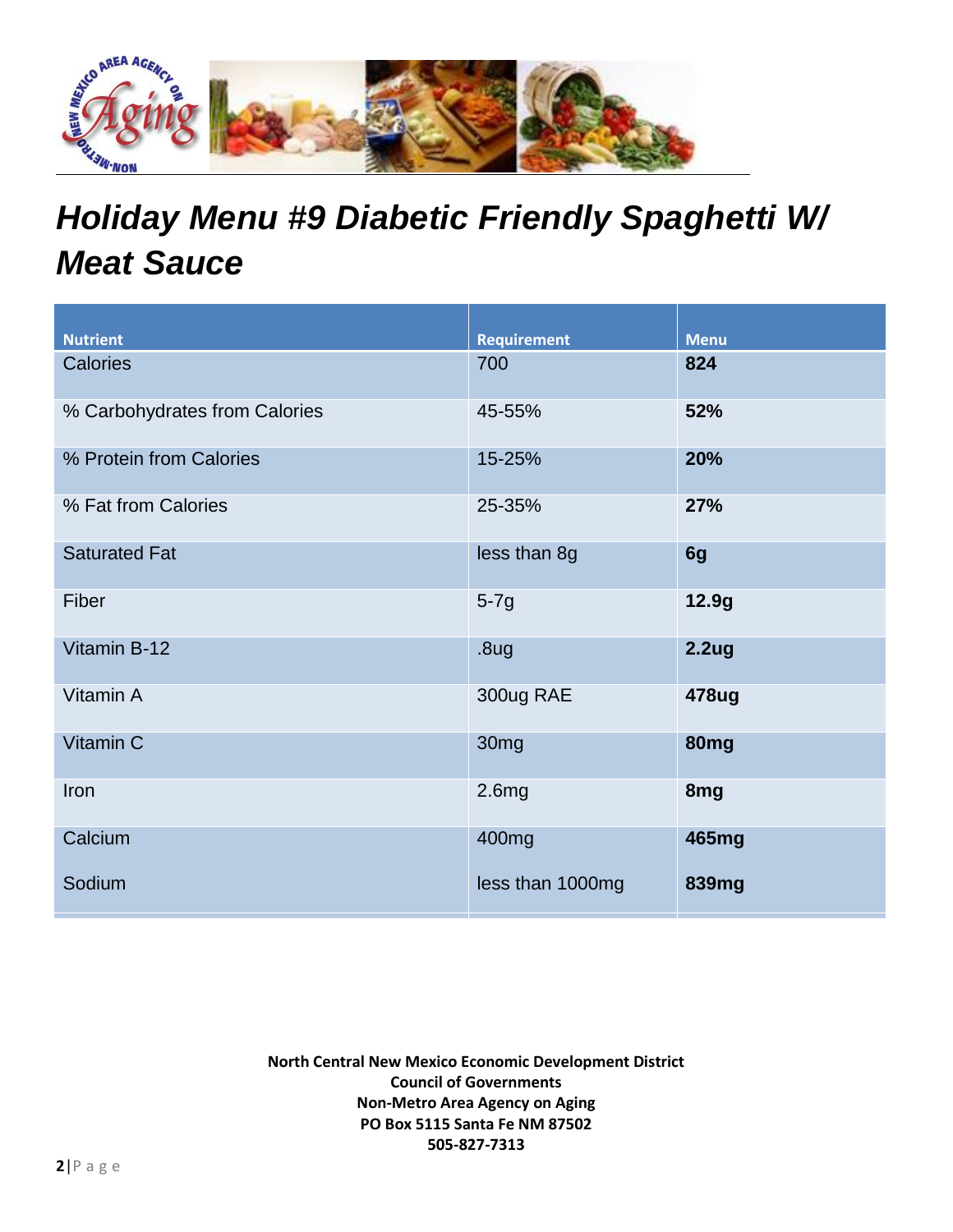# *Holiday Menu #9 Diabetic Friendly Spaghetti W/ Meat Sauce*

| Nutrient | Requirement | Menu |
|---|---|---|
| Calories | 700 | **824** |
| % Carbohydrates from Calories | 45-55% | **52%** |
| % Protein from Calories | 15-25% | **20%** |
| % Fat from Calories | 25-35% | **27%** |
| Saturated Fat | less than 8g | **6g** |
| Fiber | 5-7g | **12.9g** |
| Vitamin B-12 | .8ug | **2.2ug** |
| Vitamin A | 300ug RAE | **478ug** |
| Vitamin C | 30mg | **80mg** |
| Iron | 2.6mg | **8mg** |
| Calcium | 400mg | **465mg** |
| Sodium | less than 1000mg | **839mg** |

**North Central New Mexico Economic Development District**
**Council of Governments**
**Non-Metro Area Agency on Aging**
**PO Box 5115 Santa Fe NM 87502**
**505-827-7313**